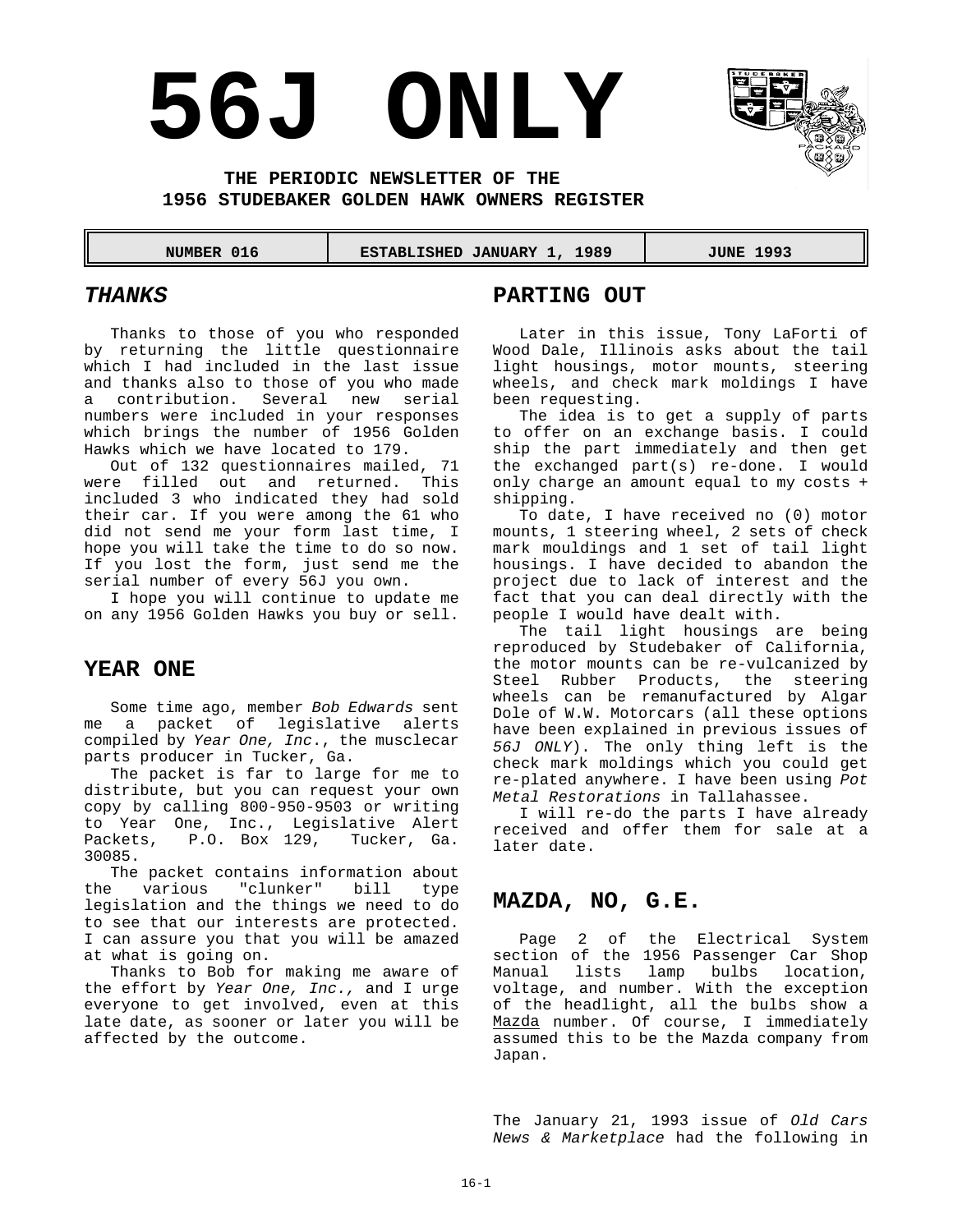# 56J ONLY

**THE PERIODIC NEWSLETTER OF THE**
**1956 STUDEBAKER GOLDEN HAWK OWNERS REGISTER**

| NUMBER 016 | ESTABLISHED JANUARY 1, 1989 | JUNE 1993 |
|---|---|---|

## *THANKS*

Thanks to those of you who responded by returning the little questionnaire which I had included in the last issue and thanks also to those of you who made a contribution. Several new serial numbers were included in your responses which brings the number of 1956 Golden Hawks which we have located to 179.

Out of 132 questionnaires mailed, 71 were filled out and returned. This included 3 who indicated they had sold their car. If you were among the 61 who did not send me your form last time, I hope you will take the time to do so now. If you lost the form, just send me the serial number of every 56J you own.

I hope you will continue to update me on any 1956 Golden Hawks you buy or sell.

## YEAR ONE

Some time ago, member *Bob Edwards* sent me a packet of legislative alerts compiled by *Year One, Inc*., the musclecar parts producer in Tucker, Ga.

The packet is far to large for me to distribute, but you can request your own copy by calling 800-950-9503 or writing to Year One, Inc., Legislative Alert Packets, P.O. Box 129, Tucker, Ga. 30085.

The packet contains information about the various "clunker" bill type legislation and the things we need to do to see that our interests are protected. I can assure you that you will be amazed at what is going on.

Thanks to Bob for making me aware of the effort by *Year One, Inc.,* and I urge everyone to get involved, even at this late date, as sooner or later you will be affected by the outcome.

## PARTING OUT

Later in this issue, Tony LaForti of Wood Dale, Illinois asks about the tail light housings, motor mounts, steering wheels, and check mark moldings I have been requesting.

The idea is to get a supply of parts to offer on an exchange basis. I could ship the part immediately and then get the exchanged part(s) re-done. I would only charge an amount equal to my costs + shipping.

To date, I have received no (0) motor mounts, 1 steering wheel, 2 sets of check mark mouldings and 1 set of tail light housings. I have decided to abandon the project due to lack of interest and the fact that you can deal directly with the people I would have dealt with.

The tail light housings are being reproduced by Studebaker of California, the motor mounts can be re-vulcanized by Steel Rubber Products, the steering wheels can be remanufactured by Algar Dole of W.W. Motorcars (all these options have been explained in previous issues of *56J ONLY*). The only thing left is the check mark moldings which you could get re-plated anywhere. I have been using *Pot Metal Restorations* in Tallahassee.

I will re-do the parts I have already received and offer them for sale at a later date.

## MAZDA, NO, G.E.

Page 2 of the Electrical System section of the 1956 Passenger Car Shop Manual lists lamp bulbs location, voltage, and number. With the exception of the headlight, all the bulbs show a Mazda number. Of course, I immediately assumed this to be the Mazda company from Japan.

The January 21, 1993 issue of *Old Cars News & Marketplace* had the following in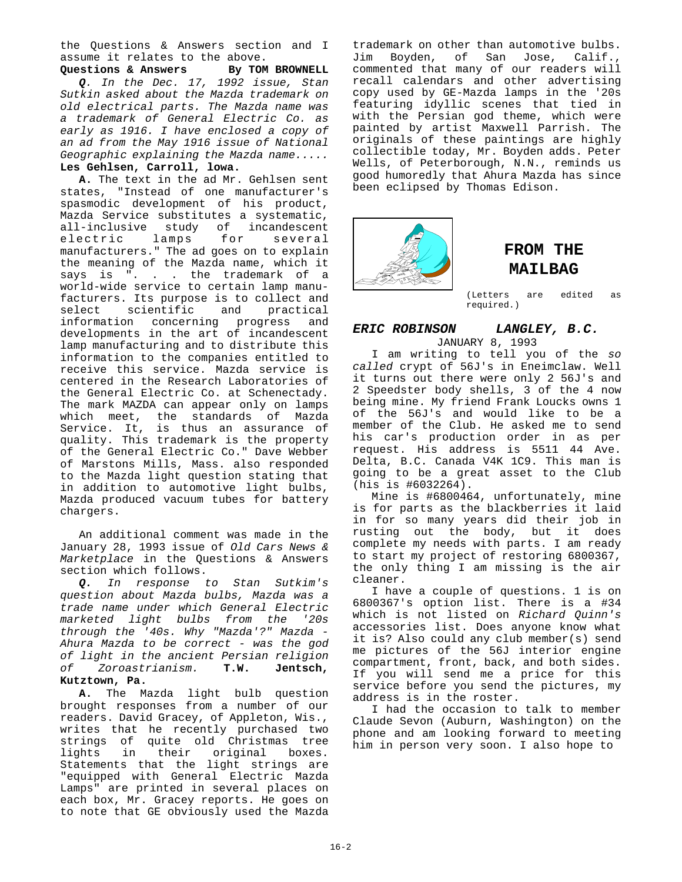the Questions & Answers section and I assume it relates to the above.

**Questions & Answers    By TOM BROWNELL**

***Q.*** *In the Dec. 17, 1992 issue, Stan Sutkin asked about the Mazda trademark on old electrical parts. The Mazda name was a trademark of General Electric Co. as early as 1916. I have enclosed a copy of an ad from the May 1916 issue of National Geographic explaining the Mazda name.....* **Les Gehlsen, Carroll, lowa.**

**A.** The text in the ad Mr. Gehlsen sent states, "Instead of one manufacturer's spasmodic development of his product, Mazda Service substitutes a systematic, all-inclusive study of incandescent electric lamps for several manufacturers." The ad goes on to explain the meaning of the Mazda name, which it says is ". . . the trademark of a world-wide service to certain lamp manufacturers. Its purpose is to collect and select scientific and practical information concerning progress and developments in the art of incandescent lamp manufacturing and to distribute this information to the companies entitled to receive this service. Mazda service is centered in the Research Laboratories of the General Electric Co. at Schenectady. The mark MAZDA can appear only on lamps which meet, the standards of Mazda Service. It, is thus an assurance of quality. This trademark is the property of the General Electric Co." Dave Webber of Marstons Mills, Mass. also responded to the Mazda light question stating that in addition to automotive light bulbs, Mazda produced vacuum tubes for battery chargers.

An additional comment was made in the January 28, 1993 issue of *Old Cars News & Marketplace* in the Questions & Answers section which follows.

***Q.*** *In response to Stan Sutkim's question about Mazda bulbs, Mazda was a trade name under which General Electric marketed light bulbs from the '20s through the '40s. Why "Mazda'?" Mazda - Ahura Mazda to be correct - was the god of light in the ancient Persian religion of Zoroastrianism.* **T.W. Jentsch, Kutztown, Pa.**

**A.** The Mazda light bulb question brought responses from a number of our readers. David Gracey, of Appleton, Wis., writes that he recently purchased two strings of quite old Christmas tree lights in their original boxes. Statements that the light strings are "equipped with General Electric Mazda Lamps" are printed in several places on each box, Mr. Gracey reports. He goes on to note that GE obviously used the Mazda trademark on other than automotive bulbs. Jim Boyden, of San Jose, Calif., commented that many of our readers will recall calendars and other advertising copy used by GE-Mazda lamps in the '20s featuring idyllic scenes that tied in with the Persian god theme, which were painted by artist Maxwell Parrish. The originals of these paintings are highly collectible today, Mr. Boyden adds. Peter Wells, of Peterborough, N.N., reminds us good humoredly that Ahura Mazda has since been eclipsed by Thomas Edison.

# FROM THE MAILBAG

(Letters are edited as required.)

### *ERIC ROBINSON    LANGLEY, B.C.*

JANUARY 8, 1993

I am writing to tell you of the *so called* crypt of 56J's in Eneimclaw. Well it turns out there were only 2 56J's and 2 Speedster body shells, 3 of the 4 now being mine. My friend Frank Loucks owns 1 of the 56J's and would like to be a member of the Club. He asked me to send his car's production order in as per request. His address is 5511 44 Ave. Delta, B.C. Canada V4K 1C9. This man is going to be a great asset to the Club (his is #6032264).

Mine is #6800464, unfortunately, mine is for parts as the blackberries it laid in for so many years did their job in rusting out the body, but it does complete my needs with parts. I am ready to start my project of restoring 6800367, the only thing I am missing is the air cleaner.

I have a couple of questions. 1 is on 6800367's option list. There is a #34 which is not listed on *Richard Quinn's* accessories list. Does anyone know what it is? Also could any club member(s) send me pictures of the 56J interior engine compartment, front, back, and both sides. If you will send me a price for this service before you send the pictures, my address is in the roster.

I had the occasion to talk to member Claude Sevon (Auburn, Washington) on the phone and am looking forward to meeting him in person very soon. I also hope to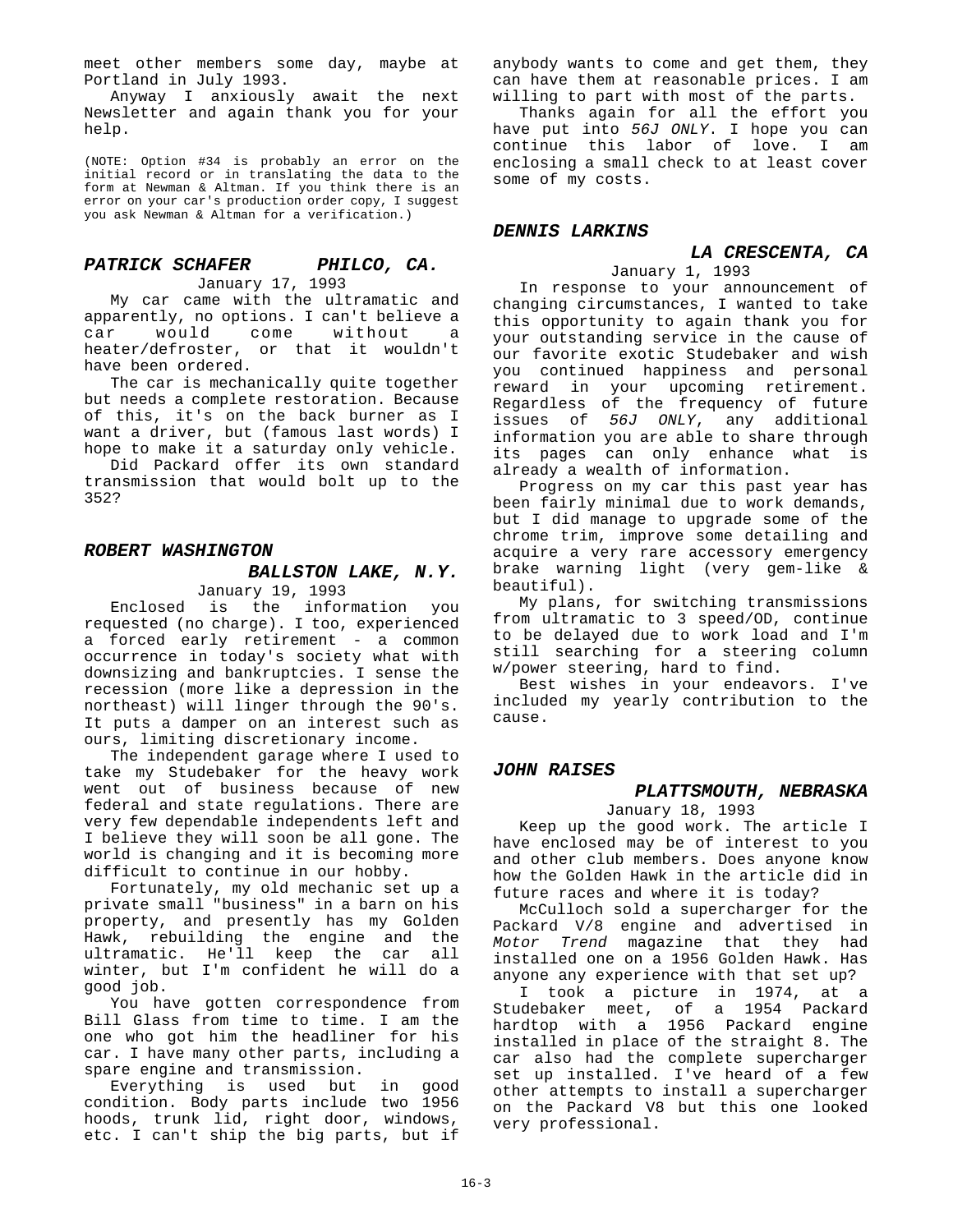meet other members some day, maybe at Portland in July 1993.

Anyway I anxiously await the next Newsletter and again thank you for your help.

(NOTE: Option #34 is probably an error on the initial record or in translating the data to the form at Newman & Altman. If you think there is an error on your car's production order copy, I suggest you ask Newman & Altman for a verification.)

### *PATRICK SCHAFER — PHILCO, CA.*

January 17, 1993

My car came with the ultramatic and apparently, no options. I can't believe a car would come without a heater/defroster, or that it wouldn't have been ordered.

The car is mechanically quite together but needs a complete restoration. Because of this, it's on the back burner as I want a driver, but (famous last words) I hope to make it a saturday only vehicle.

Did Packard offer its own standard transmission that would bolt up to the 352?

### *ROBERT WASHINGTON*

### *BALLSTON LAKE, N.Y.*

January 19, 1993

Enclosed is the information you requested (no charge). I too, experienced a forced early retirement - a common occurrence in today's society what with downsizing and bankruptcies. I sense the recession (more like a depression in the northeast) will linger through the 90's. It puts a damper on an interest such as ours, limiting discretionary income.

The independent garage where I used to take my Studebaker for the heavy work went out of business because of new federal and state regulations. There are very few dependable independents left and I believe they will soon be all gone. The world is changing and it is becoming more difficult to continue in our hobby.

Fortunately, my old mechanic set up a private small "business" in a barn on his property, and presently has my Golden Hawk, rebuilding the engine and the ultramatic. He'll keep the car all winter, but I'm confident he will do a good job.

You have gotten correspondence from Bill Glass from time to time. I am the one who got him the headliner for his car. I have many other parts, including a spare engine and transmission.

Everything is used but in good condition. Body parts include two 1956 hoods, trunk lid, right door, windows, etc. I can't ship the big parts, but if anybody wants to come and get them, they can have them at reasonable prices. I am willing to part with most of the parts.

Thanks again for all the effort you have put into *56J ONLY*. I hope you can continue this labor of love. I am enclosing a small check to at least cover some of my costs.

### *DENNIS LARKINS*

### *LA CRESCENTA, CA*

January 1, 1993

In response to your announcement of changing circumstances, I wanted to take this opportunity to again thank you for your outstanding service in the cause of our favorite exotic Studebaker and wish you continued happiness and personal reward in your upcoming retirement. Regardless of the frequency of future issues of *56J ONLY*, any additional information you are able to share through its pages can only enhance what is already a wealth of information.

Progress on my car this past year has been fairly minimal due to work demands, but I did manage to upgrade some of the chrome trim, improve some detailing and acquire a very rare accessory emergency brake warning light (very gem-like & beautiful).

My plans, for switching transmissions from ultramatic to 3 speed/OD, continue to be delayed due to work load and I'm still searching for a steering column w/power steering, hard to find.

Best wishes in your endeavors. I've included my yearly contribution to the cause.

### *JOHN RAISES*

### *PLATTSMOUTH, NEBRASKA*

January 18, 1993

Keep up the good work. The article I have enclosed may be of interest to you and other club members. Does anyone know how the Golden Hawk in the article did in future races and where it is today?

McCulloch sold a supercharger for the Packard V/8 engine and advertised in *Motor Trend* magazine that they had installed one on a 1956 Golden Hawk. Has anyone any experience with that set up?

I took a picture in 1974, at a Studebaker meet, of a 1954 Packard hardtop with a 1956 Packard engine installed in place of the straight 8. The car also had the complete supercharger set up installed. I've heard of a few other attempts to install a supercharger on the Packard V8 but this one looked very professional.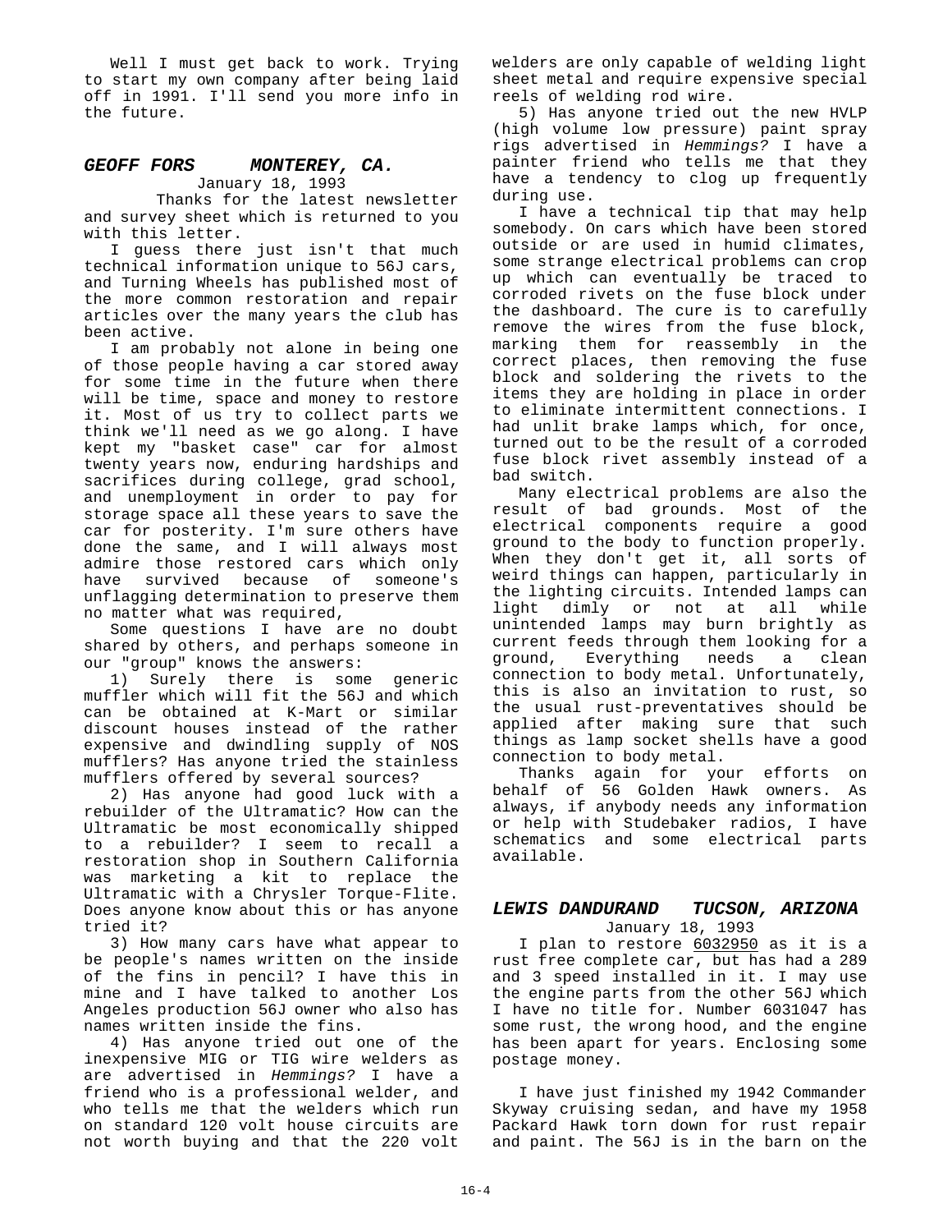Well I must get back to work. Trying to start my own company after being laid off in 1991. I'll send you more info in the future.

### *GEOFF FORS MONTEREY, CA.*

January 18, 1993

Thanks for the latest newsletter and survey sheet which is returned to you with this letter.

I guess there just isn't that much technical information unique to 56J cars, and Turning Wheels has published most of the more common restoration and repair articles over the many years the club has been active.

I am probably not alone in being one of those people having a car stored away for some time in the future when there will be time, space and money to restore it. Most of us try to collect parts we think we'll need as we go along. I have kept my "basket case" car for almost twenty years now, enduring hardships and sacrifices during college, grad school, and unemployment in order to pay for storage space all these years to save the car for posterity. I'm sure others have done the same, and I will always most admire those restored cars which only have survived because of someone's unflagging determination to preserve them no matter what was required,

Some questions I have are no doubt shared by others, and perhaps someone in our "group" knows the answers:

1) Surely there is some generic muffler which will fit the 56J and which can be obtained at K-Mart or similar discount houses instead of the rather expensive and dwindling supply of NOS mufflers? Has anyone tried the stainless mufflers offered by several sources?

2) Has anyone had good luck with a rebuilder of the Ultramatic? How can the Ultramatic be most economically shipped to a rebuilder? I seem to recall a restoration shop in Southern California was marketing a kit to replace the Ultramatic with a Chrysler Torque-Flite. Does anyone know about this or has anyone tried it?

3) How many cars have what appear to be people's names written on the inside of the fins in pencil? I have this in mine and I have talked to another Los Angeles production 56J owner who also has names written inside the fins.

4) Has anyone tried out one of the inexpensive MIG or TIG wire welders as are advertised in *Hemmings?* I have a friend who is a professional welder, and who tells me that the welders which run on standard 120 volt house circuits are not worth buying and that the 220 volt welders are only capable of welding light sheet metal and require expensive special reels of welding rod wire.

5) Has anyone tried out the new HVLP (high volume low pressure) paint spray rigs advertised in *Hemmings?* I have a painter friend who tells me that they have a tendency to clog up frequently during use.

I have a technical tip that may help somebody. On cars which have been stored outside or are used in humid climates, some strange electrical problems can crop up which can eventually be traced to corroded rivets on the fuse block under the dashboard. The cure is to carefully remove the wires from the fuse block, marking them for reassembly in the correct places, then removing the fuse block and soldering the rivets to the items they are holding in place in order to eliminate intermittent connections. I had unlit brake lamps which, for once, turned out to be the result of a corroded fuse block rivet assembly instead of a bad switch.

Many electrical problems are also the result of bad grounds. Most of the electrical components require a good ground to the body to function properly. When they don't get it, all sorts of weird things can happen, particularly in the lighting circuits. Intended lamps can light dimly or not at all while unintended lamps may burn brightly as current feeds through them looking for a ground, Everything needs a clean connection to body metal. Unfortunately, this is also an invitation to rust, so the usual rust-preventatives should be applied after making sure that such things as lamp socket shells have a good connection to body metal.

Thanks again for your efforts on behalf of 56 Golden Hawk owners. As always, if anybody needs any information or help with Studebaker radios, I have schematics and some electrical parts available.

### *LEWIS DANDURAND TUCSON, ARIZONA*

January 18, 1993

I plan to restore 6032950 as it is a rust free complete car, but has had a 289 and 3 speed installed in it. I may use the engine parts from the other 56J which I have no title for. Number 6031047 has some rust, the wrong hood, and the engine has been apart for years. Enclosing some postage money.

I have just finished my 1942 Commander Skyway cruising sedan, and have my 1958 Packard Hawk torn down for rust repair and paint. The 56J is in the barn on the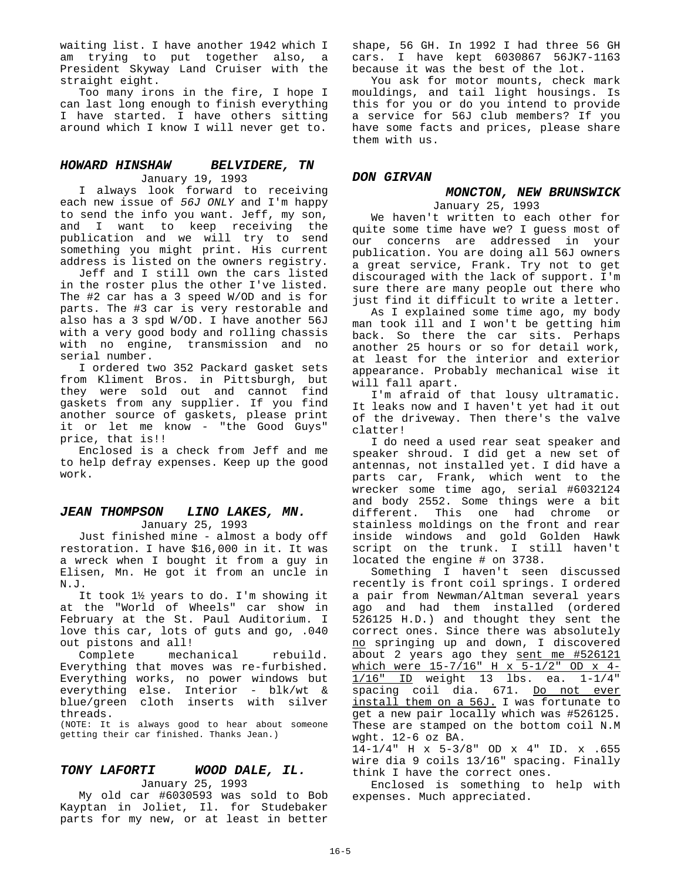waiting list. I have another 1942 which I am trying to put together also, a President Skyway Land Cruiser with the straight eight.

Too many irons in the fire, I hope I can last long enough to finish everything I have started. I have others sitting around which I know I will never get to.

### *HOWARD HINSHAW BELVIDERE, TN*

January 19, 1993

I always look forward to receiving each new issue of *56J ONLY* and I'm happy to send the info you want. Jeff, my son, and I want to keep receiving the publication and we will try to send something you might print. His current address is listed on the owners registry.

Jeff and I still own the cars listed in the roster plus the other I've listed. The #2 car has a 3 speed W/OD and is for parts. The #3 car is very restorable and also has a 3 spd W/OD. I have another 56J with a very good body and rolling chassis with no engine, transmission and no serial number.

I ordered two 352 Packard gasket sets from Kliment Bros. in Pittsburgh, but they were sold out and cannot find gaskets from any supplier. If you find another source of gaskets, please print it or let me know - "the Good Guys" price, that is!!

Enclosed is a check from Jeff and me to help defray expenses. Keep up the good work.

### *JEAN THOMPSON LINO LAKES, MN.*

January 25, 1993

Just finished mine - almost a body off restoration. I have $16,000 in it. It was a wreck when I bought it from a guy in Elisen, Mn. He got it from an uncle in N.J.

It took 1½ years to do. I'm showing it at the "World of Wheels" car show in February at the St. Paul Auditorium. I love this car, lots of guts and go, .040 out pistons and all!

Complete mechanical rebuild. Everything that moves was re-furbished. Everything works, no power windows but everything else. Interior - blk/wt & blue/green cloth inserts with silver threads.

(NOTE: It is always good to hear about someone getting their car finished. Thanks Jean.)

### *TONY LAFORTI WOOD DALE, IL.*

January 25, 1993

My old car #6030593 was sold to Bob Kayptan in Joliet, Il. for Studebaker parts for my new, or at least in better shape, 56 GH. In 1992 I had three 56 GH cars. I have kept 6030867 56JK7-1163 because it was the best of the lot.

You ask for motor mounts, check mark mouldings, and tail light housings. Is this for you or do you intend to provide a service for 56J club members? If you have some facts and prices, please share them with us.

### *DON GIRVAN MONCTON, NEW BRUNSWICK*

January 25, 1993

We haven't written to each other for quite some time have we? I guess most of our concerns are addressed in your publication. You are doing all 56J owners a great service, Frank. Try not to get discouraged with the lack of support. I'm sure there are many people out there who just find it difficult to write a letter.

As I explained some time ago, my body man took ill and I won't be getting him back. So there the car sits. Perhaps another 25 hours or so for detail work, at least for the interior and exterior appearance. Probably mechanical wise it will fall apart.

I'm afraid of that lousy ultramatic. It leaks now and I haven't yet had it out of the driveway. Then there's the valve clatter!

I do need a used rear seat speaker and speaker shroud. I did get a new set of antennas, not installed yet. I did have a parts car, Frank, which went to the wrecker some time ago, serial #6032124 and body 2552. Some things were a bit different. This one had chrome or stainless moldings on the front and rear inside windows and gold Golden Hawk script on the trunk. I still haven't located the engine # on 3738.

Something I haven't seen discussed recently is front coil springs. I ordered a pair from Newman/Altman several years ago and had them installed (ordered 526125 H.D.) and thought they sent the correct ones. Since there was absolutely <u>no</u> springing up and down, I discovered about 2 years ago they <u>sent me #526121 which were 15-7/16" H x 5-1/2" OD x 4-1/16" ID</u> weight 13 lbs. ea. 1-1/4" spacing coil dia. 671. <u>Do not ever install them on a 56J.</u> I was fortunate to get a new pair locally which was #526125. These are stamped on the bottom coil N.M wght. 12-6 oz BA.

14-1/4" H x 5-3/8" OD x 4" ID. x .655 wire dia 9 coils 13/16" spacing. Finally think I have the correct ones.

Enclosed is something to help with expenses. Much appreciated.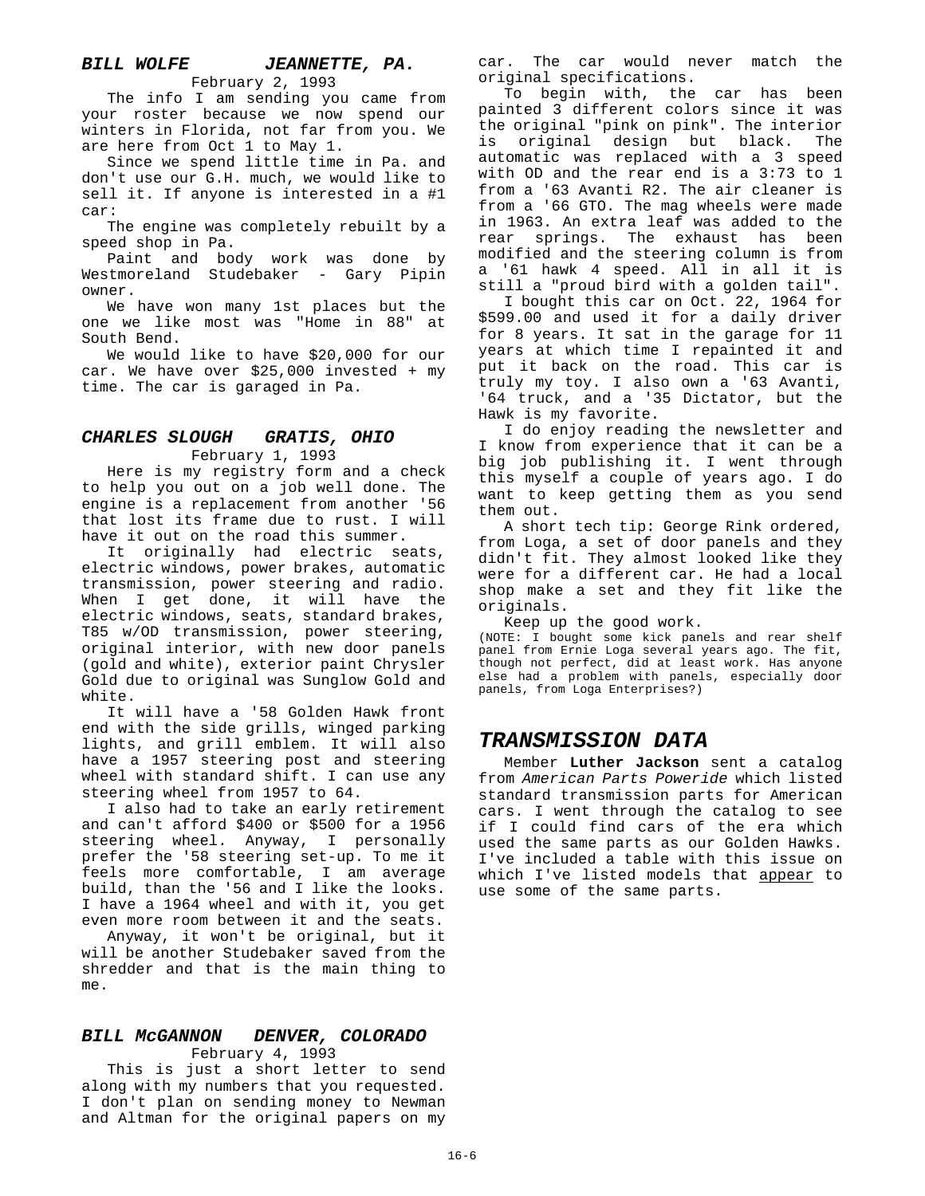### *BILL WOLFE JEANNETTE, PA.*

February 2, 1993

The info I am sending you came from your roster because we now spend our winters in Florida, not far from you. We are here from Oct 1 to May 1.

Since we spend little time in Pa. and don't use our G.H. much, we would like to sell it. If anyone is interested in a #1 car:

The engine was completely rebuilt by a speed shop in Pa.

Paint and body work was done by Westmoreland Studebaker - Gary Pipin owner.

We have won many 1st places but the one we like most was "Home in 88" at South Bend.

We would like to have $20,000 for our car. We have over $25,000 invested + my time. The car is garaged in Pa.

### *CHARLES SLOUGH GRATIS, OHIO*

February 1, 1993

Here is my registry form and a check to help you out on a job well done. The engine is a replacement from another '56 that lost its frame due to rust. I will have it out on the road this summer.

It originally had electric seats, electric windows, power brakes, automatic transmission, power steering and radio. When I get done, it will have the electric windows, seats, standard brakes, T85 w/OD transmission, power steering, original interior, with new door panels (gold and white), exterior paint Chrysler Gold due to original was Sunglow Gold and white.

It will have a '58 Golden Hawk front end with the side grills, winged parking lights, and grill emblem. It will also have a 1957 steering post and steering wheel with standard shift. I can use any steering wheel from 1957 to 64.

I also had to take an early retirement and can't afford $400 or $500 for a 1956 steering wheel. Anyway, I personally prefer the '58 steering set-up. To me it feels more comfortable, I am average build, than the '56 and I like the looks. I have a 1964 wheel and with it, you get even more room between it and the seats.

Anyway, it won't be original, but it will be another Studebaker saved from the shredder and that is the main thing to me.

### *BILL McGANNON DENVER, COLORADO*

February 4, 1993

This is just a short letter to send along with my numbers that you requested. I don't plan on sending money to Newman and Altman for the original papers on my car. The car would never match the original specifications.

To begin with, the car has been painted 3 different colors since it was the original "pink on pink". The interior is original design but black. The automatic was replaced with a 3 speed with OD and the rear end is a 3:73 to 1 from a '63 Avanti R2. The air cleaner is from a '66 GTO. The mag wheels were made in 1963. An extra leaf was added to the rear springs. The exhaust has been modified and the steering column is from a '61 hawk 4 speed. All in all it is still a "proud bird with a golden tail".

I bought this car on Oct. 22, 1964 for $599.00 and used it for a daily driver for 8 years. It sat in the garage for 11 years at which time I repainted it and put it back on the road. This car is truly my toy. I also own a '63 Avanti, '64 truck, and a '35 Dictator, but the Hawk is my favorite.

I do enjoy reading the newsletter and I know from experience that it can be a big job publishing it. I went through this myself a couple of years ago. I do want to keep getting them as you send them out.

A short tech tip: George Rink ordered, from Loga, a set of door panels and they didn't fit. They almost looked like they were for a different car. He had a local shop make a set and they fit like the originals.

Keep up the good work.

(NOTE: I bought some kick panels and rear shelf panel from Ernie Loga several years ago. The fit, though not perfect, did at least work. Has anyone else had a problem with panels, especially door panels, from Loga Enterprises?)

## *TRANSMISSION DATA*

Member **Luther Jackson** sent a catalog from *American Parts Poweride* which listed standard transmission parts for American cars. I went through the catalog to see if I could find cars of the era which used the same parts as our Golden Hawks. I've included a table with this issue on which I've listed models that <u>appear</u> to use some of the same parts.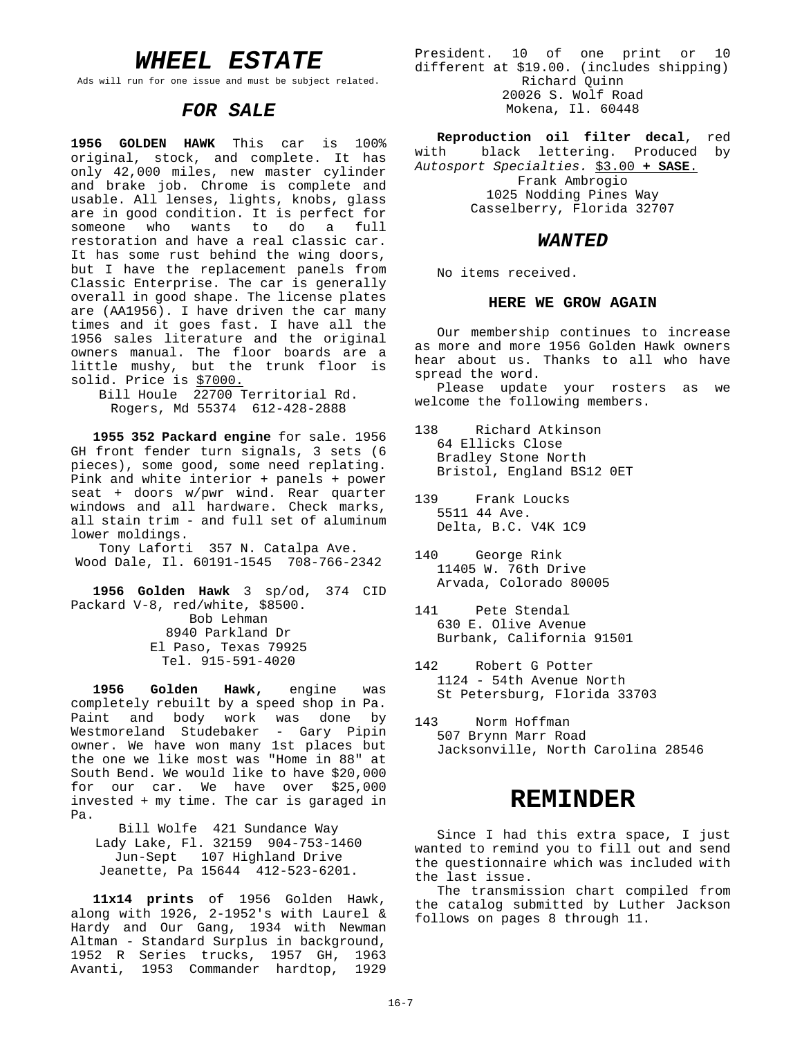# WHEEL ESTATE

Ads will run for one issue and must be subject related.

## FOR SALE

**1956 GOLDEN HAWK** This car is 100% original, stock, and complete. It has only 42,000 miles, new master cylinder and brake job. Chrome is complete and usable. All lenses, lights, knobs, glass are in good condition. It is perfect for someone who wants to do a full restoration and have a real classic car. It has some rust behind the wing doors, but I have the replacement panels from Classic Enterprise. The car is generally overall in good shape. The license plates are (AA1956). I have driven the car many times and it goes fast. I have all the 1956 sales literature and the original owners manual. The floor boards are a little mushy, but the trunk floor is solid. Price is $7000.

Bill Houle 22700 Territorial Rd.
Rogers, Md 55374 612-428-2888

**1955 352 Packard engine** for sale. 1956 GH front fender turn signals, 3 sets (6 pieces), some good, some need replating. Pink and white interior + panels + power seat + doors w/pwr wind. Rear quarter windows and all hardware. Check marks, all stain trim - and full set of aluminum lower moldings.

Tony Laforti 357 N. Catalpa Ave.
Wood Dale, Il. 60191-1545 708-766-2342

**1956 Golden Hawk** 3 sp/od, 374 CID Packard V-8, red/white, $8500.

Bob Lehman
8940 Parkland Dr
El Paso, Texas 79925
Tel. 915-591-4020

**1956 Golden Hawk,** engine was completely rebuilt by a speed shop in Pa. Paint and body work was done by Westmoreland Studebaker - Gary Pipin owner. We have won many 1st places but the one we like most was "Home in 88" at South Bend. We would like to have $20,000 for our car. We have over $25,000 invested + my time. The car is garaged in Pa.

Bill Wolfe 421 Sundance Way
Lady Lake, Fl. 32159 904-753-1460
Jun-Sept 107 Highland Drive
Jeanette, Pa 15644 412-523-6201.

**11x14 prints** of 1956 Golden Hawk, along with 1926, 2-1952's with Laurel & Hardy and Our Gang, 1934 with Newman Altman - Standard Surplus in background, 1952 R Series trucks, 1957 GH, 1963 Avanti, 1953 Commander hardtop, 1929 President. 10 of one print or 10 different at $19.00. (includes shipping)

Richard Quinn
20026 S. Wolf Road
Mokena, Il. 60448

**Reproduction oil filter decal**, red with black lettering. Produced by *Autosport Specialties.* $3.00 **+ SASE**.

Frank Ambrogio
1025 Nodding Pines Way
Casselberry, Florida 32707

## WANTED

No items received.

### HERE WE GROW AGAIN

Our membership continues to increase as more and more 1956 Golden Hawk owners hear about us. Thanks to all who have spread the word.

Please update your rosters as we welcome the following members.

138 Richard Atkinson
64 Ellicks Close
Bradley Stone North
Bristol, England BS12 0ET

139 Frank Loucks
5511 44 Ave.
Delta, B.C. V4K 1C9

140 George Rink
11405 W. 76th Drive
Arvada, Colorado 80005

141 Pete Stendal
630 E. Olive Avenue
Burbank, California 91501

142 Robert G Potter
1124 - 54th Avenue North
St Petersburg, Florida 33703

143 Norm Hoffman
507 Brynn Marr Road
Jacksonville, North Carolina 28546

# REMINDER

Since I had this extra space, I just wanted to remind you to fill out and send the questionnaire which was included with the last issue.

The transmission chart compiled from the catalog submitted by Luther Jackson follows on pages 8 through 11.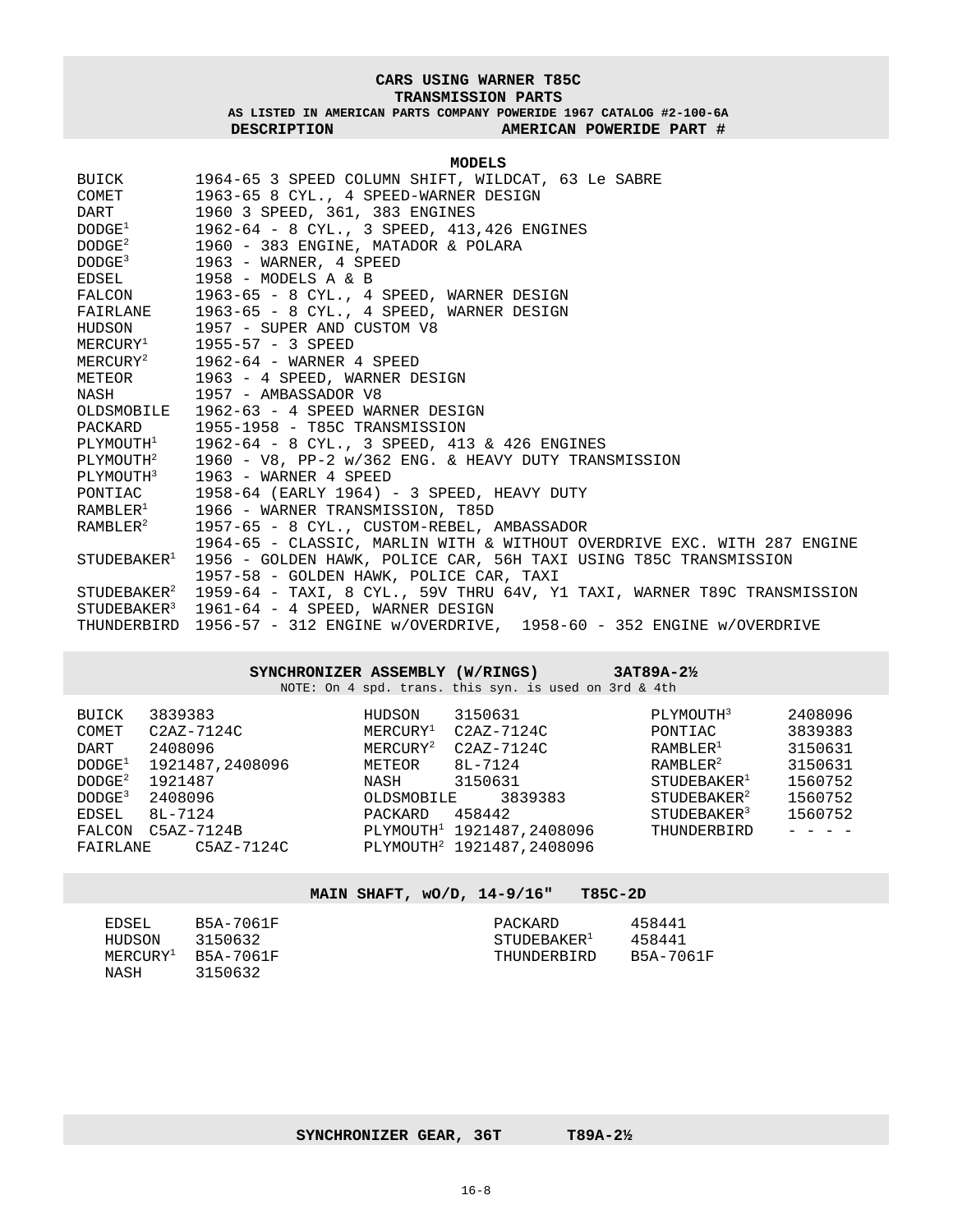**CARS USING WARNER T85C**
**TRANSMISSION PARTS**
**AS LISTED IN AMERICAN PARTS COMPANY POWERIDE 1967 CATALOG #2-100-6A**

| DESCRIPTION | AMERICAN POWERIDE PART # |
|---|---|

**MODELS**

| Make | Models |
|---|---|
| BUICK | 1964-65 3 SPEED COLUMN SHIFT, WILDCAT, 63 Le SABRE |
| COMET | 1963-65 8 CYL., 4 SPEED-WARNER DESIGN |
| DART | 1960 3 SPEED, 361, 383 ENGINES |
| DODGE[1] | 1962-64 - 8 CYL., 3 SPEED, 413,426 ENGINES |
| DODGE[2] | 1960 - 383 ENGINE, MATADOR & POLARA |
| DODGE[3] | 1963 - WARNER, 4 SPEED |
| EDSEL | 1958 - MODELS A & B |
| FALCON | 1963-65 - 8 CYL., 4 SPEED, WARNER DESIGN |
| FAIRLANE | 1963-65 - 8 CYL., 4 SPEED, WARNER DESIGN |
| HUDSON | 1957 - SUPER AND CUSTOM V8 |
| MERCURY[1] | 1955-57 - 3 SPEED |
| MERCURY[2] | 1962-64 - WARNER 4 SPEED |
| METEOR | 1963 - 4 SPEED, WARNER DESIGN |
| NASH | 1957 - AMBASSADOR V8 |
| OLDSMOBILE | 1962-63 - 4 SPEED WARNER DESIGN |
| PACKARD | 1955-1958 - T85C TRANSMISSION |
| PLYMOUTH[1] | 1962-64 - 8 CYL., 3 SPEED, 413 & 426 ENGINES |
| PLYMOUTH[2] | 1960 - V8, PP-2 w/362 ENG. & HEAVY DUTY TRANSMISSION |
| PLYMOUTH[3] | 1963 - WARNER 4 SPEED |
| PONTIAC | 1958-64 (EARLY 1964) - 3 SPEED, HEAVY DUTY |
| RAMBLER[1] | 1966 - WARNER TRANSMISSION, T85D |
| RAMBLER[2] | 1957-65 - 8 CYL., CUSTOM-REBEL, AMBASSADOR<br>1964-65 - CLASSIC, MARLIN WITH & WITHOUT OVERDRIVE EXC. WITH 287 ENGINE |
| STUDEBAKER[1] | 1956 - GOLDEN HAWK, POLICE CAR, 56H TAXI USING T85C TRANSMISSION<br>1957-58 - GOLDEN HAWK, POLICE CAR, TAXI |
| STUDEBAKER[2] | 1959-64 - TAXI, 8 CYL., 59V THRU 64V, Y1 TAXI, WARNER T89C TRANSMISSION |
| STUDEBAKER[3] | 1961-64 - 4 SPEED, WARNER DESIGN |
| THUNDERBIRD | 1956-57 - 312 ENGINE w/OVERDRIVE, 1958-60 - 352 ENGINE w/OVERDRIVE |

**SYNCHRONIZER ASSEMBLY (W/RINGS) 3AT89A-2½**

NOTE: On 4 spd. trans. this syn. is used on 3rd & 4th

| Make | Part # | Make | Part # | Make | Part # |
|---|---|---|---|---|---|
| BUICK | 3839383 | HUDSON | 3150631 | PLYMOUTH[3] | 2408096 |
| COMET | C2AZ-7124C | MERCURY[1] | C2AZ-7124C | PONTIAC | 3839383 |
| DART | 2408096 | MERCURY[2] | C2AZ-7124C | RAMBLER[1] | 3150631 |
| DODGE[1] | 1921487,2408096 | METEOR | 8L-7124 | RAMBLER[2] | 3150631 |
| DODGE[2] | 1921487 | NASH | 3150631 | STUDEBAKER[1] | 1560752 |
| DODGE[3] | 2408096 | OLDSMOBILE | 3839383 | STUDEBAKER[2] | 1560752 |
| EDSEL | 8L-7124 | PACKARD | 458442 | STUDEBAKER[3] | 1560752 |
| FALCON | C5AZ-7124B | PLYMOUTH[1] | 1921487,2408096 | THUNDERBIRD | - - - - |
| FAIRLANE | C5AZ-7124C | PLYMOUTH[2] | 1921487,2408096 | | |

**MAIN SHAFT, wO/D, 14-9/16" T85C-2D**

| Make | Part # | Make | Part # |
|---|---|---|---|
| EDSEL | B5A-7061F | PACKARD | 458441 |
| HUDSON | 3150632 | STUDEBAKER[1] | 458441 |
| MERCURY[1] | B5A-7061F | THUNDERBIRD | B5A-7061F |
| NASH | 3150632 | | |

**SYNCHRONIZER GEAR, 36T T89A-2½**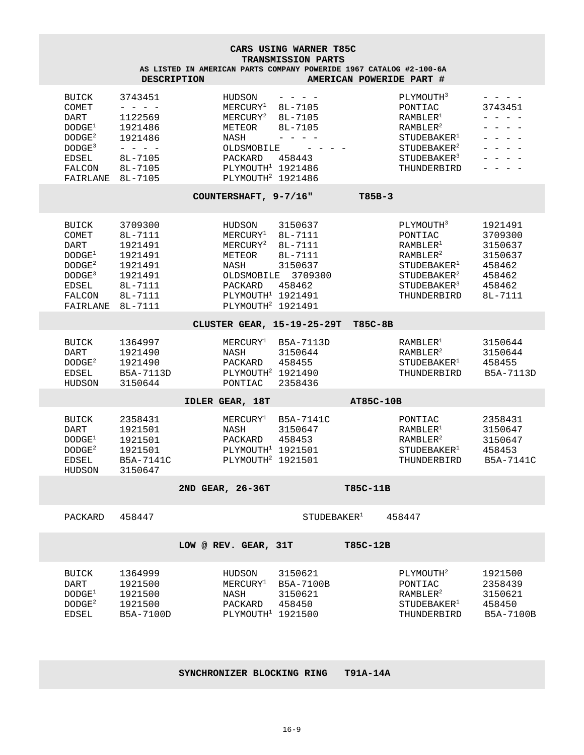# CARS USING WARNER T85C TRANSMISSION PARTS

**AS LISTED IN AMERICAN PARTS COMPANY POWERIDE 1967 CATALOG #2-100-6A**

**DESCRIPTION** — **AMERICAN POWERIDE PART #**

| | | | | | |
|---|---|---|---|---|---|
| BUICK | 3743451 | HUDSON | - - - - | PLYMOUTH[3] | - - - - |
| COMET | - - - - | MERCURY[1] | 8L-7105 | PONTIAC | 3743451 |
| DART | 1122569 | MERCURY[2] | 8L-7105 | RAMBLER[1] | - - - - |
| DODGE[1] | 1921486 | METEOR | 8L-7105 | RAMBLER[2] | - - - - |
| DODGE[2] | 1921486 | NASH | - - - - | STUDEBAKER[1] | - - - - |
| DODGE[3] | - - - - | OLDSMOBILE | - - - - | STUDEBAKER[2] | - - - - |
| EDSEL | 8L-7105 | PACKARD | 458443 | STUDEBAKER[3] | - - - - |
| FALCON | 8L-7105 | PLYMOUTH[1] | 1921486 | THUNDERBIRD | - - - - |
| FAIRLANE | 8L-7105 | PLYMOUTH[2] | 1921486 | | |

## COUNTERSHAFT, 9-7/16" — T85B-3

| | | | | | |
|---|---|---|---|---|---|
| BUICK | 3709300 | HUDSON | 3150637 | PLYMOUTH[3] | 1921491 |
| COMET | 8L-7111 | MERCURY[1] | 8L-7111 | PONTIAC | 3709300 |
| DART | 1921491 | MERCURY[2] | 8L-7111 | RAMBLER[1] | 3150637 |
| DODGE[1] | 1921491 | METEOR | 8L-7111 | RAMBLER[2] | 3150637 |
| DODGE[2] | 1921491 | NASH | 3150637 | STUDEBAKER[1] | 458462 |
| DODGE[3] | 1921491 | OLDSMOBILE | 3709300 | STUDEBAKER[2] | 458462 |
| EDSEL | 8L-7111 | PACKARD | 458462 | STUDEBAKER[3] | 458462 |
| FALCON | 8L-7111 | PLYMOUTH[1] | 1921491 | THUNDERBIRD | 8L-7111 |
| FAIRLANE | 8L-7111 | PLYMOUTH[2] | 1921491 | | |

## CLUSTER GEAR, 15-19-25-29T — T85C-8B

| | | | | | |
|---|---|---|---|---|---|
| BUICK | 1364997 | MERCURY[1] | B5A-7113D | RAMBLER[1] | 3150644 |
| DART | 1921490 | NASH | 3150644 | RAMBLER[2] | 3150644 |
| DODGE[2] | 1921490 | PACKARD | 458455 | STUDEBAKER[1] | 458455 |
| EDSEL | B5A-7113D | PLYMOUTH[2] | 1921490 | THUNDERBIRD | B5A-7113D |
| HUDSON | 3150644 | PONTIAC | 2358436 | | |

## IDLER GEAR, 18T — AT85C-10B

| | | | | | |
|---|---|---|---|---|---|
| BUICK | 2358431 | MERCURY[1] | B5A-7141C | PONTIAC | 2358431 |
| DART | 1921501 | NASH | 3150647 | RAMBLER[1] | 3150647 |
| DODGE[1] | 1921501 | PACKARD | 458453 | RAMBLER[2] | 3150647 |
| DODGE[2] | 1921501 | PLYMOUTH[1] | 1921501 | STUDEBAKER[1] | 458453 |
| EDSEL | B5A-7141C | PLYMOUTH[2] | 1921501 | THUNDERBIRD | B5A-7141C |
| HUDSON | 3150647 | | | | |

## 2ND GEAR, 26-36T — T85C-11B

| | | | |
|---|---|---|---|
| PACKARD | 458447 | STUDEBAKER[1] | 458447 |

## LOW @ REV. GEAR, 31T — T85C-12B

| | | | | | |
|---|---|---|---|---|---|
| BUICK | 1364999 | HUDSON | 3150621 | PLYMOUTH[2] | 1921500 |
| DART | 1921500 | MERCURY[1] | B5A-7100B | PONTIAC | 2358439 |
| DODGE[1] | 1921500 | NASH | 3150621 | RAMBLER[2] | 3150621 |
| DODGE[2] | 1921500 | PACKARD | 458450 | STUDEBAKER[1] | 458450 |
| EDSEL | B5A-7100D | PLYMOUTH[1] | 1921500 | THUNDERBIRD | B5A-7100B |

## SYNCHRONIZER BLOCKING RING — T91A-14A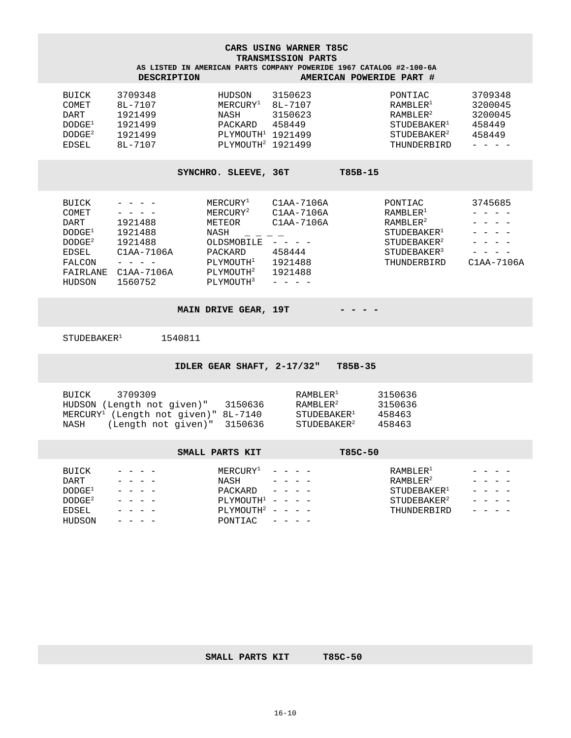## CARS USING WARNER T85C
## TRANSMISSION PARTS
### AS LISTED IN AMERICAN PARTS COMPANY POWERIDE 1967 CATALOG #2-100-6A

**DESCRIPTION** — **AMERICAN POWERIDE PART #**

| | | | | | |
|---|---|---|---|---|---|
| BUICK | 3709348 | HUDSON | 3150623 | PONTIAC | 3709348 |
| COMET | 8L-7107 | MERCURY[1] | 8L-7107 | RAMBLER[1] | 3200045 |
| DART | 1921499 | NASH | 3150623 | RAMBLER[2] | 3200045 |
| DODGE[1] | 1921499 | PACKARD | 458449 | STUDEBAKER[1] | 458449 |
| DODGE[2] | 1921499 | PLYMOUTH[1] | 1921499 | STUDEBAKER[2] | 458449 |
| EDSEL | 8L-7107 | PLYMOUTH[2] | 1921499 | THUNDERBIRD | - - - - |

### SYNCHRO. SLEEVE, 36T — T85B-15

| | | | | | |
|---|---|---|---|---|---|
| BUICK | - - - - | MERCURY[1] | C1AA-7106A | PONTIAC | 3745685 |
| COMET | - - - - | MERCURY[2] | C1AA-7106A | RAMBLER[1] | - - - - |
| DART | 1921488 | METEOR | C1AA-7106A | RAMBLER[2] | - - - - |
| DODGE[1] | 1921488 | NASH | _ _ _ _ | STUDEBAKER[1] | - - - - |
| DODGE[2] | 1921488 | OLDSMOBILE | - - - - | STUDEBAKER[2] | - - - - |
| EDSEL | C1AA-7106A | PACKARD | 458444 | STUDEBAKER[3] | - - - - |
| FALCON | - - - - | PLYMOUTH[1] | 1921488 | THUNDERBIRD | C1AA-7106A |
| FAIRLANE | C1AA-7106A | PLYMOUTH[2] | 1921488 | | |
| HUDSON | 1560752 | PLYMOUTH[3] | - - - - | | |

### MAIN DRIVE GEAR, 19T — - - - -

STUDEBAKER[1] 1540811

### IDLER GEAR SHAFT, 2-17/32" — T85B-35

| | | | |
|---|---|---|---|
| BUICK | 3709309 | RAMBLER[1] | 3150636 |
| HUDSON (Length not given)" | 3150636 | RAMBLER[2] | 3150636 |
| MERCURY[1] (Length not given)" | 8L-7140 | STUDEBAKER[1] | 458463 |
| NASH (Length not given)" | 3150636 | STUDEBAKER[2] | 458463 |

### SMALL PARTS KIT — T85C-50

| | | | | | |
|---|---|---|---|---|---|
| BUICK | - - - - | MERCURY[1] | - - - - | RAMBLER[1] | - - - - |
| DART | - - - - | NASH | - - - - | RAMBLER[2] | - - - - |
| DODGE[1] | - - - - | PACKARD | - - - - | STUDEBAKER[1] | - - - - |
| DODGE[2] | - - - - | PLYMOUTH[1] | - - - - | STUDEBAKER[2] | - - - - |
| EDSEL | - - - - | PLYMOUTH[2] | - - - - | THUNDERBIRD | - - - - |
| HUDSON | - - - - | PONTIAC | - - - - | | |

### SMALL PARTS KIT — T85C-50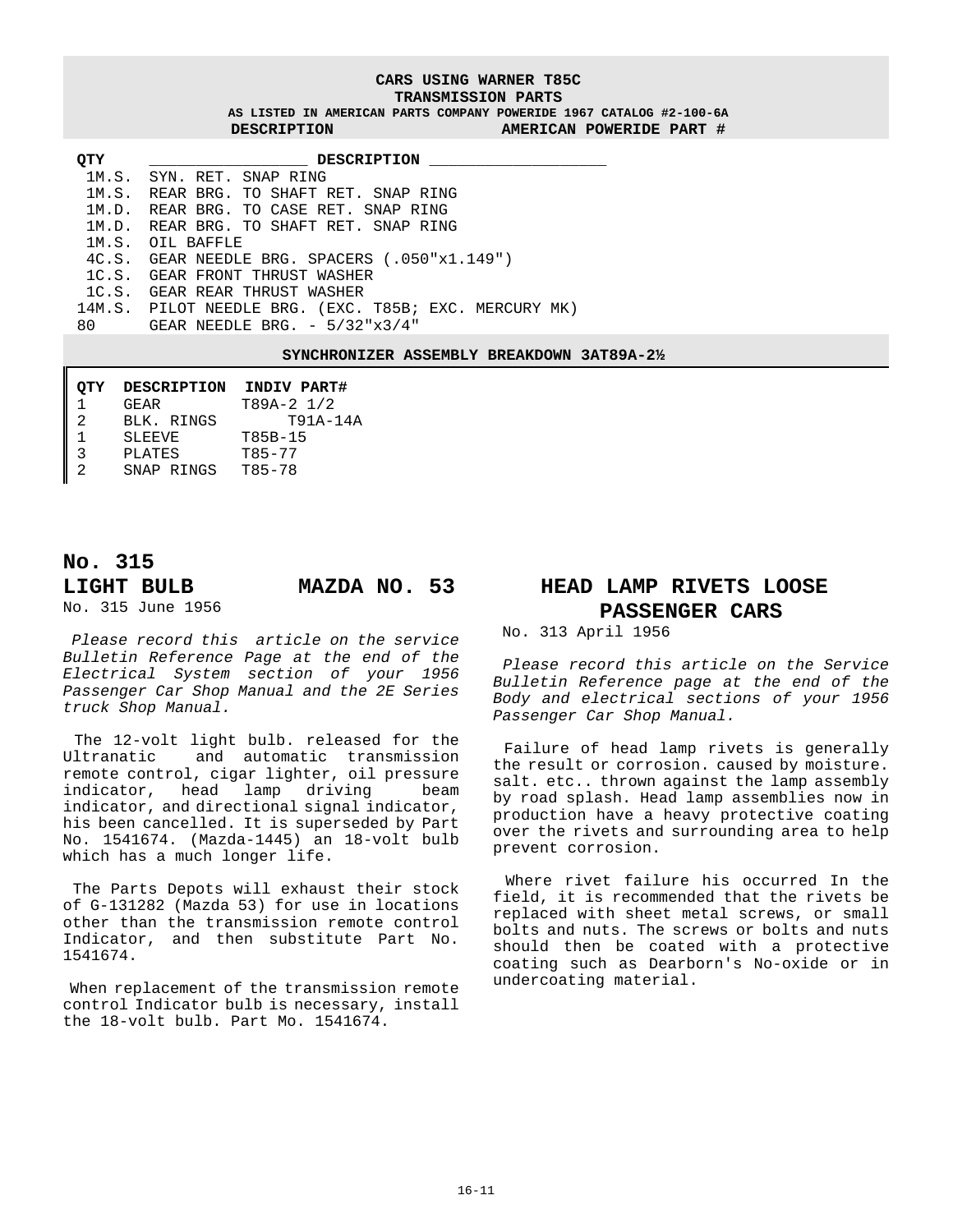**CARS USING WARNER T85C**
**TRANSMISSION PARTS**
**AS LISTED IN AMERICAN PARTS COMPANY POWERIDE 1967 CATALOG #2-100-6A**

| DESCRIPTION | AMERICAN POWERIDE PART # |
|---|---|

| QTY | DESCRIPTION |
|---|---|
| 1M.S. | SYN. RET. SNAP RING |
| 1M.S. | REAR BRG. TO SHAFT RET. SNAP RING |
| 1M.D. | REAR BRG. TO CASE RET. SNAP RING |
| 1M.D. | REAR BRG. TO SHAFT RET. SNAP RING |
| 1M.S. | OIL BAFFLE |
| 4C.S. | GEAR NEEDLE BRG. SPACERS (.050"x1.149") |
| 1C.S. | GEAR FRONT THRUST WASHER |
| 1C.S. | GEAR REAR THRUST WASHER |
| 14M.S. | PILOT NEEDLE BRG. (EXC. T85B; EXC. MERCURY MK) |
| 80 | GEAR NEEDLE BRG. - 5/32"x3/4" |

**SYNCHRONIZER ASSEMBLY BREAKDOWN 3AT89A-2½**

| QTY | DESCRIPTION | INDIV PART# |
|---|---|---|
| 1 | GEAR | T89A-2 1/2 |
| 2 | BLK. RINGS | T91A-14A |
| 1 | SLEEVE | T85B-15 |
| 3 | PLATES | T85-77 |
| 2 | SNAP RINGS | T85-78 |

## No. 315
## LIGHT BULB MAZDA NO. 53

No. 315 June 1956

*Please record this article on the service Bulletin Reference Page at the end of the Electrical System section of your 1956 Passenger Car Shop Manual and the 2E Series truck Shop Manual.*

The 12-volt light bulb. released for the Ultranatic and automatic transmission remote control, cigar lighter, oil pressure indicator, head lamp driving beam indicator, and directional signal indicator, his been cancelled. It is superseded by Part No. 1541674. (Mazda-1445) an 18-volt bulb which has a much longer life.

The Parts Depots will exhaust their stock of G-131282 (Mazda 53) for use in locations other than the transmission remote control Indicator, and then substitute Part No. 1541674.

When replacement of the transmission remote control Indicator bulb is necessary, install the 18-volt bulb. Part Mo. 1541674.

## HEAD LAMP RIVETS LOOSE PASSENGER CARS

No. 313 April 1956

*Please record this article on the Service Bulletin Reference page at the end of the Body and electrical sections of your 1956 Passenger Car Shop Manual.*

Failure of head lamp rivets is generally the result or corrosion. caused by moisture. salt. etc.. thrown against the lamp assembly by road splash. Head lamp assemblies now in production have a heavy protective coating over the rivets and surrounding area to help prevent corrosion.

Where rivet failure his occurred In the field, it is recommended that the rivets be replaced with sheet metal screws, or small bolts and nuts. The screws or bolts and nuts should then be coated with a protective coating such as Dearborn's No-oxide or in undercoating material.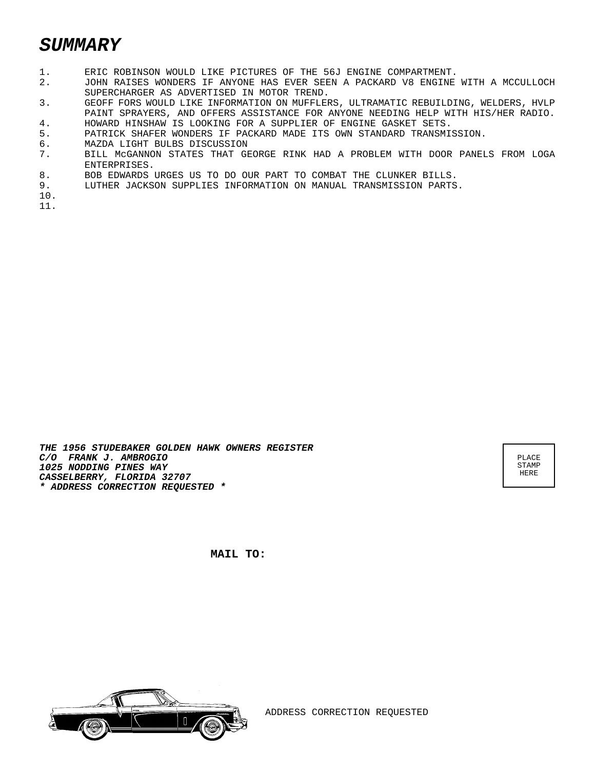# SUMMARY

1. ERIC ROBINSON WOULD LIKE PICTURES OF THE 56J ENGINE COMPARTMENT.
2. JOHN RAISES WONDERS IF ANYONE HAS EVER SEEN A PACKARD V8 ENGINE WITH A MCCULLOCH SUPERCHARGER AS ADVERTISED IN MOTOR TREND.
3. GEOFF FORS WOULD LIKE INFORMATION ON MUFFLERS, ULTRAMATIC REBUILDING, WELDERS, HVLP PAINT SPRAYERS, AND OFFERS ASSISTANCE FOR ANYONE NEEDING HELP WITH HIS/HER RADIO.
4. HOWARD HINSHAW IS LOOKING FOR A SUPPLIER OF ENGINE GASKET SETS.
5. PATRICK SHAFER WONDERS IF PACKARD MADE ITS OWN STANDARD TRANSMISSION.
6. MAZDA LIGHT BULBS DISCUSSION
7. BILL McGANNON STATES THAT GEORGE RINK HAD A PROBLEM WITH DOOR PANELS FROM LOGA ENTERPRISES.
8. BOB EDWARDS URGES US TO DO OUR PART TO COMBAT THE CLUNKER BILLS.
9. LUTHER JACKSON SUPPLIES INFORMATION ON MANUAL TRANSMISSION PARTS.
10.
11.

***THE 1956 STUDEBAKER GOLDEN HAWK OWNERS REGISTER***
***C/O FRANK J. AMBROGIO***
***1025 NODDING PINES WAY***
***CASSELBERRY, FLORIDA 32707***
***\* ADDRESS CORRECTION REQUESTED \****

PLACE STAMP HERE

**MAIL TO:**

ADDRESS CORRECTION REQUESTED